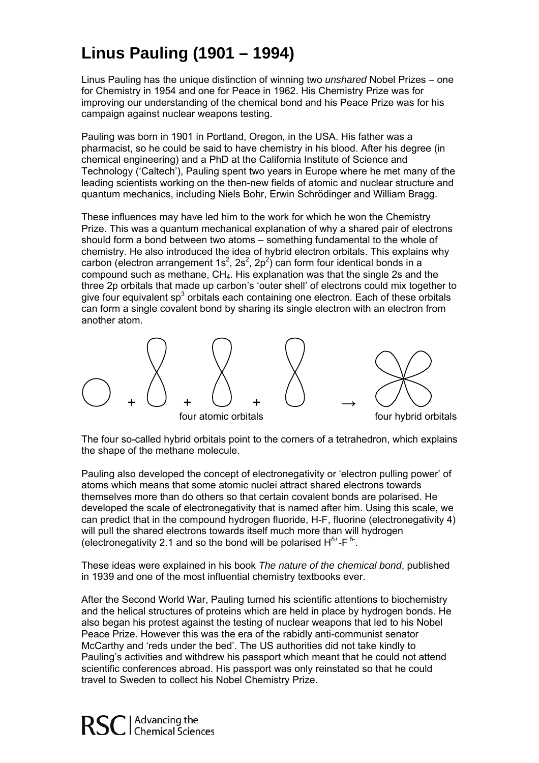# Linus Pauling (1901 – 1994)

Linus Pauling has the unique distinction of winning two *unshared* Nobel Prizes – one for Chemistry in 1954 and one for Peace in 1962. His Chemistry Prize was for improving our understanding of the chemical bond and his Peace Prize was for his campaign against nuclear weapons testing.

Pauling was born in 1901 in Portland, Oregon, in the USA. His father was a pharmacist, so he could be said to have chemistry in his blood. After his degree (in chemical engineering) and a PhD at the California Institute of Science and Technology ('Caltech'), Pauling spent two years in Europe where he met many of the leading scientists working on the then-new fields of atomic and nuclear structure and quantum mechanics, including Niels Bohr, Erwin Schrödinger and William Bragg.

These influences may have led him to the work for which he won the Chemistry Prize. This was a quantum mechanical explanation of why a shared pair of electrons should form a bond between two atoms – something fundamental to the whole of chemistry. He also introduced the idea of hybrid electron orbitals. This explains why carbon (electron arrangement $1s^2$, $2s^2$, $2p^2$) can form four identical bonds in a compound such as methane, $CH_4$. His explanation was that the single 2s and the three 2p orbitals that made up carbon's 'outer shell' of electrons could mix together to give four equivalent $sp^3$ orbitals each containing one electron. Each of these orbitals can form a single covalent bond by sharing its single electron with an electron from another atom.

four atomic orbitals → four hybrid orbitals

The four so-called hybrid orbitals point to the corners of a tetrahedron, which explains the shape of the methane molecule.

Pauling also developed the concept of electronegativity or 'electron pulling power' of atoms which means that some atomic nuclei attract shared electrons towards themselves more than do others so that certain covalent bonds are polarised. He developed the scale of electronegativity that is named after him. Using this scale, we can predict that in the compound hydrogen fluoride, H-F, fluorine (electronegativity 4) will pull the shared electrons towards itself much more than will hydrogen (electronegativity 2.1 and so the bond will be polarised $H^{\delta+}$-$F^{\delta-}$.

These ideas were explained in his book *The nature of the chemical bond*, published in 1939 and one of the most influential chemistry textbooks ever.

After the Second World War, Pauling turned his scientific attentions to biochemistry and the helical structures of proteins which are held in place by hydrogen bonds. He also began his protest against the testing of nuclear weapons that led to his Nobel Peace Prize. However this was the era of the rabidly anti-communist senator McCarthy and 'reds under the bed'. The US authorities did not take kindly to Pauling's activities and withdrew his passport which meant that he could not attend scientific conferences abroad. His passport was only reinstated so that he could travel to Sweden to collect his Nobel Chemistry Prize.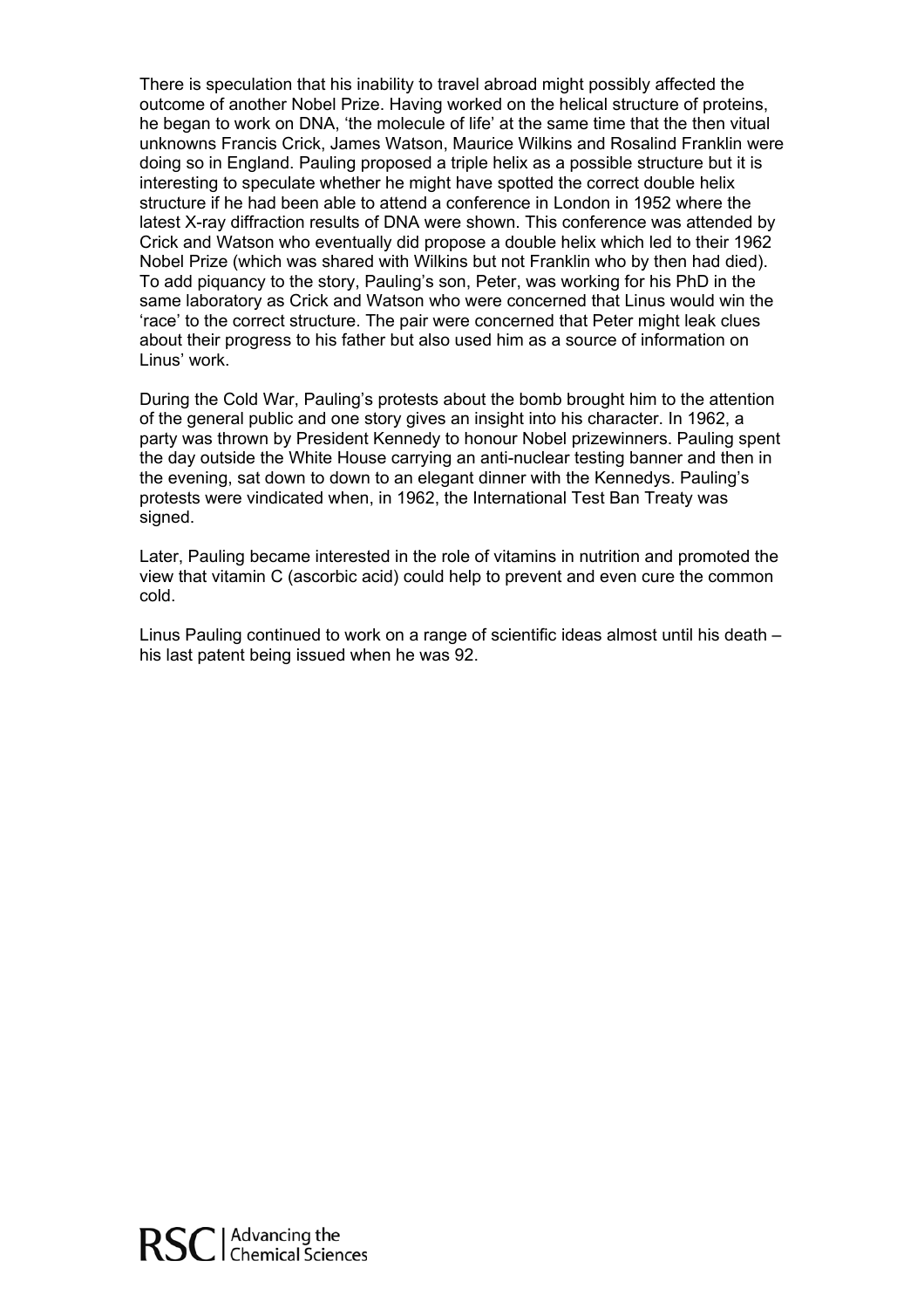There is speculation that his inability to travel abroad might possibly affected the outcome of another Nobel Prize. Having worked on the helical structure of proteins, he began to work on DNA, 'the molecule of life' at the same time that the then vitual unknowns Francis Crick, James Watson, Maurice Wilkins and Rosalind Franklin were doing so in England. Pauling proposed a triple helix as a possible structure but it is interesting to speculate whether he might have spotted the correct double helix structure if he had been able to attend a conference in London in 1952 where the latest X-ray diffraction results of DNA were shown. This conference was attended by Crick and Watson who eventually did propose a double helix which led to their 1962 Nobel Prize (which was shared with Wilkins but not Franklin who by then had died). To add piquancy to the story, Pauling's son, Peter, was working for his PhD in the same laboratory as Crick and Watson who were concerned that Linus would win the 'race' to the correct structure. The pair were concerned that Peter might leak clues about their progress to his father but also used him as a source of information on Linus' work.

During the Cold War, Pauling's protests about the bomb brought him to the attention of the general public and one story gives an insight into his character. In 1962, a party was thrown by President Kennedy to honour Nobel prizewinners. Pauling spent the day outside the White House carrying an anti-nuclear testing banner and then in the evening, sat down to down to an elegant dinner with the Kennedys. Pauling's protests were vindicated when, in 1962, the International Test Ban Treaty was signed.

Later, Pauling became interested in the role of vitamins in nutrition and promoted the view that vitamin C (ascorbic acid) could help to prevent and even cure the common cold.

Linus Pauling continued to work on a range of scientific ideas almost until his death – his last patent being issued when he was 92.